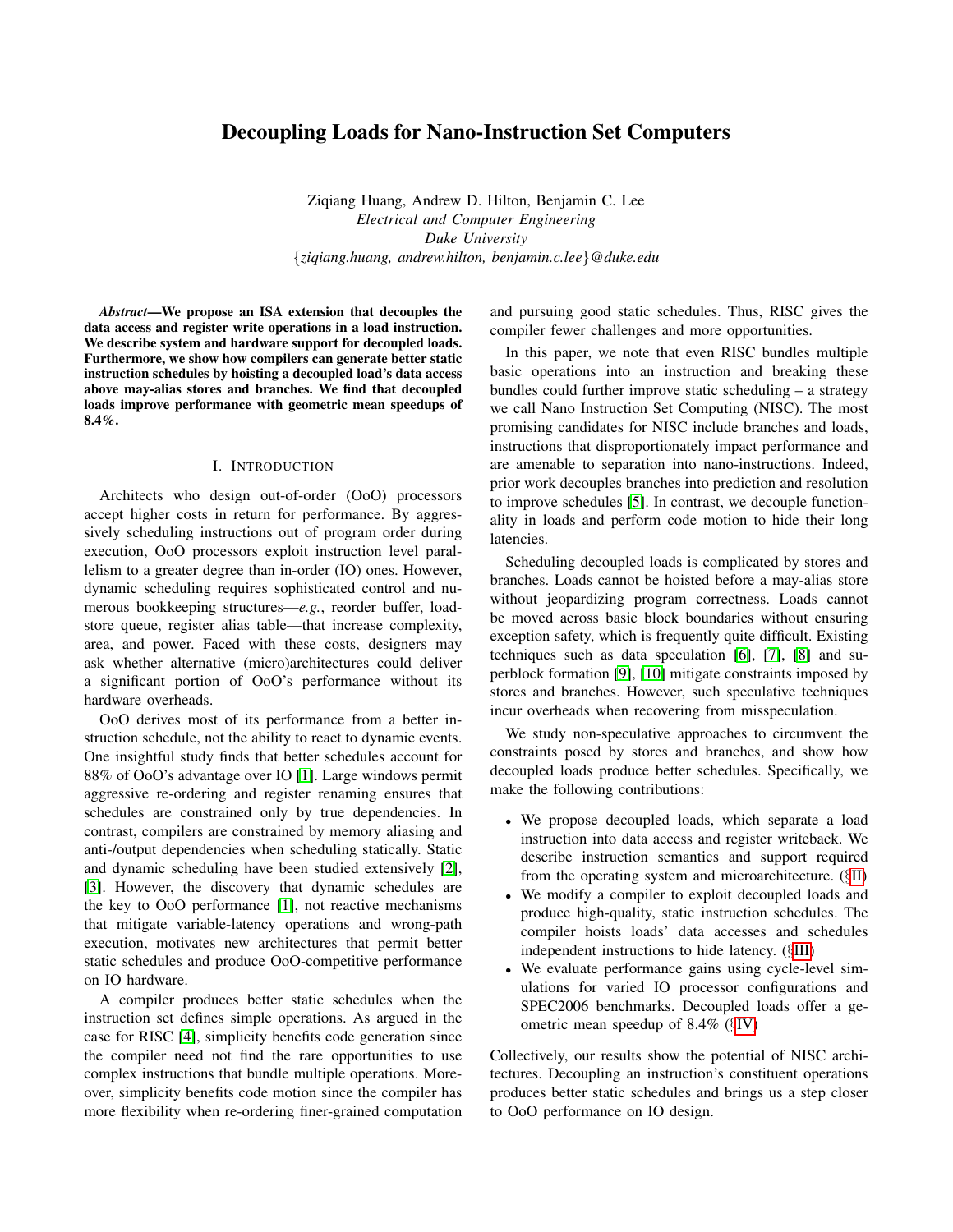# Decoupling Loads for Nano-Instruction Set Computers

Ziqiang Huang, Andrew D. Hilton, Benjamin C. Lee
*Electrical and Computer Engineering*
*Duke University*
{*ziqiang.huang, andrew.hilton, benjamin.c.lee*}*@duke.edu*

***Abstract*—We propose an ISA extension that decouples the data access and register write operations in a load instruction. We describe system and hardware support for decoupled loads. Furthermore, we show how compilers can generate better static instruction schedules by hoisting a decoupled load's data access above may-alias stores and branches. We find that decoupled loads improve performance with geometric mean speedups of 8.4%.**

## I. Introduction

Architects who design out-of-order (OoO) processors accept higher costs in return for performance. By aggressively scheduling instructions out of program order during execution, OoO processors exploit instruction level parallelism to a greater degree than in-order (IO) ones. However, dynamic scheduling requires sophisticated control and numerous bookkeeping structures—*e.g.*, reorder buffer, load-store queue, register alias table—that increase complexity, area, and power. Faced with these costs, designers may ask whether alternative (micro)architectures could deliver a significant portion of OoO's performance without its hardware overheads.

OoO derives most of its performance from a better instruction schedule, not the ability to react to dynamic events. One insightful study finds that better schedules account for 88% of OoO's advantage over IO [1]. Large windows permit aggressive re-ordering and register renaming ensures that schedules are constrained only by true dependencies. In contrast, compilers are constrained by memory aliasing and anti-/output dependencies when scheduling statically. Static and dynamic scheduling have been studied extensively [2], [3]. However, the discovery that dynamic schedules are the key to OoO performance [1], not reactive mechanisms that mitigate variable-latency operations and wrong-path execution, motivates new architectures that permit better static schedules and produce OoO-competitive performance on IO hardware.

A compiler produces better static schedules when the instruction set defines simple operations. As argued in the case for RISC [4], simplicity benefits code generation since the compiler need not find the rare opportunities to use complex instructions that bundle multiple operations. Moreover, simplicity benefits code motion since the compiler has more flexibility when re-ordering finer-grained computation and pursuing good static schedules. Thus, RISC gives the compiler fewer challenges and more opportunities.

In this paper, we note that even RISC bundles multiple basic operations into an instruction and breaking these bundles could further improve static scheduling – a strategy we call Nano Instruction Set Computing (NISC). The most promising candidates for NISC include branches and loads, instructions that disproportionately impact performance and are amenable to separation into nano-instructions. Indeed, prior work decouples branches into prediction and resolution to improve schedules [5]. In contrast, we decouple functionality in loads and perform code motion to hide their long latencies.

Scheduling decoupled loads is complicated by stores and branches. Loads cannot be hoisted before a may-alias store without jeopardizing program correctness. Loads cannot be moved across basic block boundaries without ensuring exception safety, which is frequently quite difficult. Existing techniques such as data speculation [6], [7], [8] and superblock formation [9], [10] mitigate constraints imposed by stores and branches. However, such speculative techniques incur overheads when recovering from misspeculation.

We study non-speculative approaches to circumvent the constraints posed by stores and branches, and show how decoupled loads produce better schedules. Specifically, we make the following contributions:

- We propose decoupled loads, which separate a load instruction into data access and register writeback. We describe instruction semantics and support required from the operating system and microarchitecture. (§II)
- We modify a compiler to exploit decoupled loads and produce high-quality, static instruction schedules. The compiler hoists loads' data accesses and schedules independent instructions to hide latency. (§III)
- We evaluate performance gains using cycle-level simulations for varied IO processor configurations and SPEC2006 benchmarks. Decoupled loads offer a geometric mean speedup of 8.4% (§IV)

Collectively, our results show the potential of NISC architectures. Decoupling an instruction's constituent operations produces better static schedules and brings us a step closer to OoO performance on IO design.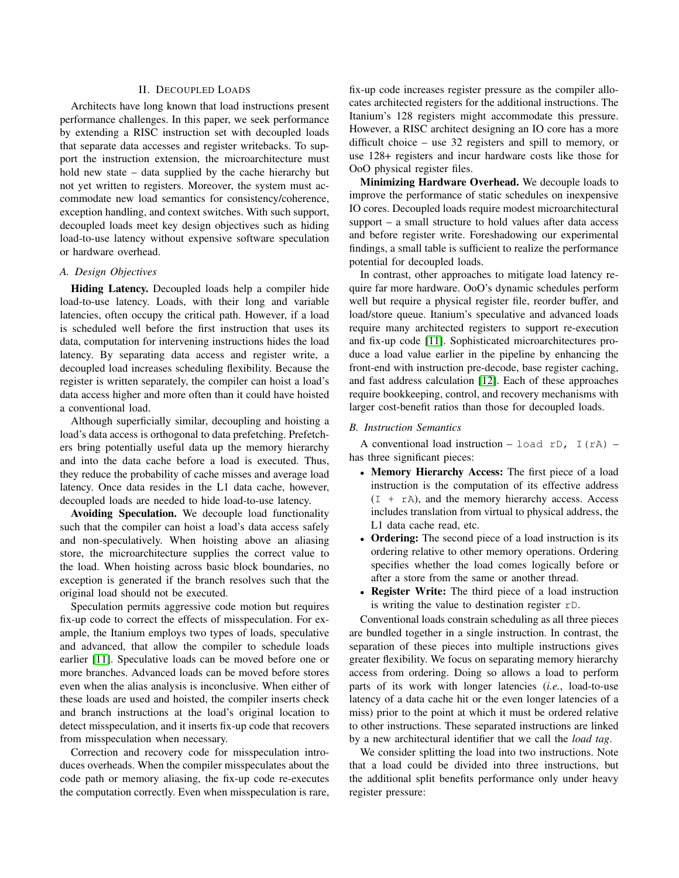## II. Decoupled Loads

Architects have long known that load instructions present performance challenges. In this paper, we seek performance by extending a RISC instruction set with decoupled loads that separate data accesses and register writebacks. To support the instruction extension, the microarchitecture must hold new state – data supplied by the cache hierarchy but not yet written to registers. Moreover, the system must accommodate new load semantics for consistency/coherence, exception handling, and context switches. With such support, decoupled loads meet key design objectives such as hiding load-to-use latency without expensive software speculation or hardware overhead.

### A. Design Objectives

**Hiding Latency.** Decoupled loads help a compiler hide load-to-use latency. Loads, with their long and variable latencies, often occupy the critical path. However, if a load is scheduled well before the first instruction that uses its data, computation for intervening instructions hides the load latency. By separating data access and register write, a decoupled load increases scheduling flexibility. Because the register is written separately, the compiler can hoist a load's data access higher and more often than it could have hoisted a conventional load.

Although superficially similar, decoupling and hoisting a load's data access is orthogonal to data prefetching. Prefetchers bring potentially useful data up the memory hierarchy and into the data cache before a load is executed. Thus, they reduce the probability of cache misses and average load latency. Once data resides in the L1 data cache, however, decoupled loads are needed to hide load-to-use latency.

**Avoiding Speculation.** We decouple load functionality such that the compiler can hoist a load's data access safely and non-speculatively. When hoisting above an aliasing store, the microarchitecture supplies the correct value to the load. When hoisting across basic block boundaries, no exception is generated if the branch resolves such that the original load should not be executed.

Speculation permits aggressive code motion but requires fix-up code to correct the effects of misspeculation. For example, the Itanium employs two types of loads, speculative and advanced, that allow the compiler to schedule loads earlier [11]. Speculative loads can be moved before one or more branches. Advanced loads can be moved before stores even when the alias analysis is inconclusive. When either of these loads are used and hoisted, the compiler inserts check and branch instructions at the load's original location to detect misspeculation, and it inserts fix-up code that recovers from misspeculation when necessary.

Correction and recovery code for misspeculation introduces overheads. When the compiler misspeculates about the code path or memory aliasing, the fix-up code re-executes the computation correctly. Even when misspeculation is rare, fix-up code increases register pressure as the compiler allocates architected registers for the additional instructions. The Itanium's 128 registers might accommodate this pressure. However, a RISC architect designing an IO core has a more difficult choice – use 32 registers and spill to memory, or use 128+ registers and incur hardware costs like those for OoO physical register files.

**Minimizing Hardware Overhead.** We decouple loads to improve the performance of static schedules on inexpensive IO cores. Decoupled loads require modest microarchitectural support – a small structure to hold values after data access and before register write. Foreshadowing our experimental findings, a small table is sufficient to realize the performance potential for decoupled loads.

In contrast, other approaches to mitigate load latency require far more hardware. OoO's dynamic schedules perform well but require a physical register file, reorder buffer, and load/store queue. Itanium's speculative and advanced loads require many architected registers to support re-execution and fix-up code [11]. Sophisticated microarchitectures produce a load value earlier in the pipeline by enhancing the front-end with instruction pre-decode, base register caching, and fast address calculation [12]. Each of these approaches require bookkeeping, control, and recovery mechanisms with larger cost-benefit ratios than those for decoupled loads.

### B. Instruction Semantics

A conventional load instruction – `load rD, I(rA)` – has three significant pieces:

- **Memory Hierarchy Access:** The first piece of a load instruction is the computation of its effective address (`I + rA`), and the memory hierarchy access. Access includes translation from virtual to physical address, the L1 data cache read, etc.
- **Ordering:** The second piece of a load instruction is its ordering relative to other memory operations. Ordering specifies whether the load comes logically before or after a store from the same or another thread.
- **Register Write:** The third piece of a load instruction is writing the value to destination register `rD`.

Conventional loads constrain scheduling as all three pieces are bundled together in a single instruction. In contrast, the separation of these pieces into multiple instructions gives greater flexibility. We focus on separating memory hierarchy access from ordering. Doing so allows a load to perform parts of its work with longer latencies (*i.e.*, load-to-use latency of a data cache hit or the even longer latencies of a miss) prior to the point at which it must be ordered relative to other instructions. These separated instructions are linked by a new architectural identifier that we call the *load tag*.

We consider splitting the load into two instructions. Note that a load could be divided into three instructions, but the additional split benefits performance only under heavy register pressure: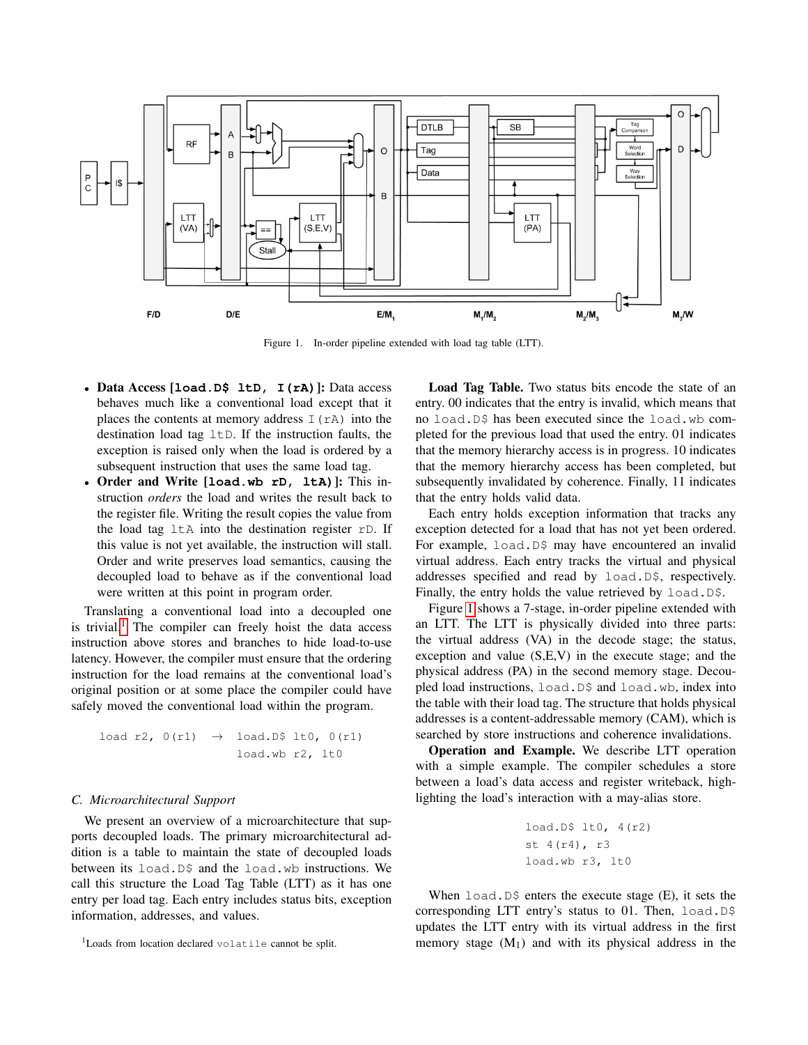Figure 1. In-order pipeline extended with load tag table (LTT).

- **Data Access [load.D$ ltD, I(rA)]:** Data access behaves much like a conventional load except that it places the contents at memory address I(rA) into the destination load tag ltD. If the instruction faults, the exception is raised only when the load is ordered by a subsequent instruction that uses the same load tag.
- **Order and Write [load.wb rD, ltA)]:** This instruction *orders* the load and writes the result back to the register file. Writing the result copies the value from the load tag ltA into the destination register rD. If this value is not yet available, the instruction will stall. Order and write preserves load semantics, causing the decoupled load to behave as if the conventional load were written at this point in program order.

Translating a conventional load into a decoupled one is trivial.[1] The compiler can freely hoist the data access instruction above stores and branches to hide load-to-use latency. However, the compiler must ensure that the ordering instruction for the load remains at the conventional load's original position or at some place the compiler could have safely moved the conventional load within the program.

```
load r2, 0(r1)  →  load.D$ lt0, 0(r1)
                   load.wb r2, lt0
```

### C. Microarchitectural Support

We present an overview of a microarchitecture that supports decoupled loads. The primary microarchitectural addition is a table to maintain the state of decoupled loads between its load.D$ and the load.wb instructions. We call this structure the Load Tag Table (LTT) as it has one entry per load tag. Each entry includes status bits, exception information, addresses, and values.

[1]Loads from location declared volatile cannot be split.

**Load Tag Table.** Two status bits encode the state of an entry. 00 indicates that the entry is invalid, which means that no load.D$ has been executed since the load.wb completed for the previous load that used the entry. 01 indicates that the memory hierarchy access is in progress. 10 indicates that the memory hierarchy access has been completed, but subsequently invalidated by coherence. Finally, 11 indicates that the entry holds valid data.

Each entry holds exception information that tracks any exception detected for a load that has not yet been ordered. For example, load.D$ may have encountered an invalid virtual address. Each entry tracks the virtual and physical addresses specified and read by load.D$, respectively. Finally, the entry holds the value retrieved by load.D$.

Figure 1 shows a 7-stage, in-order pipeline extended with an LTT. The LTT is physically divided into three parts: the virtual address (VA) in the decode stage; the status, exception and value (S,E,V) in the execute stage; and the physical address (PA) in the second memory stage. Decoupled load instructions, load.D$ and load.wb, index into the table with their load tag. The structure that holds physical addresses is a content-addressable memory (CAM), which is searched by store instructions and coherence invalidations.

**Operation and Example.** We describe LTT operation with a simple example. The compiler schedules a store between a load's data access and register writeback, highlighting the load's interaction with a may-alias store.

```
load.D$ lt0, 4(r2)
st 4(r4), r3
load.wb r3, lt0
```

When load.D$ enters the execute stage (E), it sets the corresponding LTT entry's status to 01. Then, load.D$ updates the LTT entry with its virtual address in the first memory stage ($M_1$) and with its physical address in the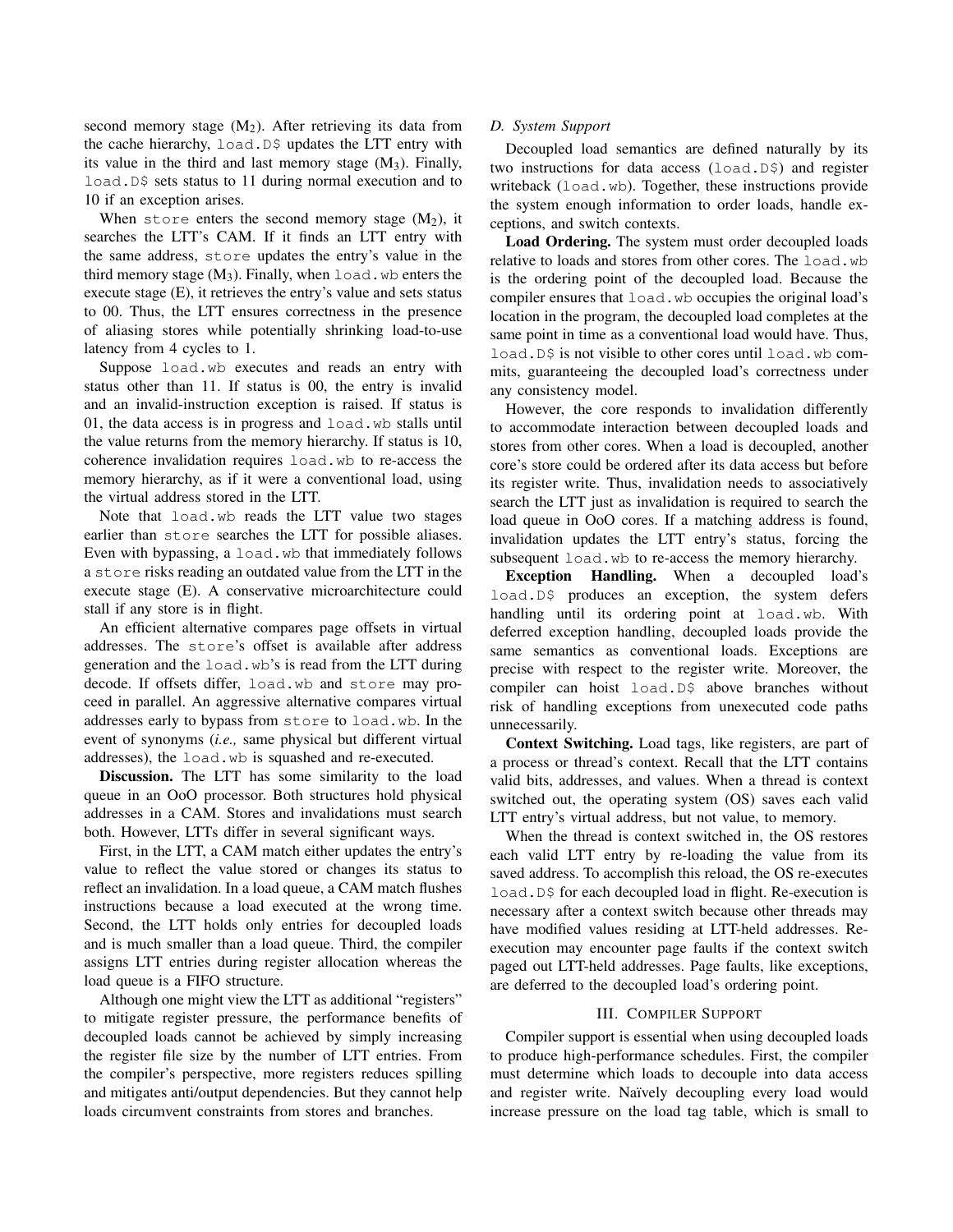second memory stage ($M_2$). After retrieving its data from the cache hierarchy, `load.D$` updates the LTT entry with its value in the third and last memory stage ($M_3$). Finally, `load.D$` sets status to 11 during normal execution and to 10 if an exception arises.

When `store` enters the second memory stage ($M_2$), it searches the LTT's CAM. If it finds an LTT entry with the same address, `store` updates the entry's value in the third memory stage ($M_3$). Finally, when `load.wb` enters the execute stage (E), it retrieves the entry's value and sets status to 00. Thus, the LTT ensures correctness in the presence of aliasing stores while potentially shrinking load-to-use latency from 4 cycles to 1.

Suppose `load.wb` executes and reads an entry with status other than 11. If status is 00, the entry is invalid and an invalid-instruction exception is raised. If status is 01, the data access is in progress and `load.wb` stalls until the value returns from the memory hierarchy. If status is 10, coherence invalidation requires `load.wb` to re-access the memory hierarchy, as if it were a conventional load, using the virtual address stored in the LTT.

Note that `load.wb` reads the LTT value two stages earlier than `store` searches the LTT for possible aliases. Even with bypassing, a `load.wb` that immediately follows a `store` risks reading an outdated value from the LTT in the execute stage (E). A conservative microarchitecture could stall if any store is in flight.

An efficient alternative compares page offsets in virtual addresses. The `store`'s offset is available after address generation and the `load.wb`'s is read from the LTT during decode. If offsets differ, `load.wb` and `store` may proceed in parallel. An aggressive alternative compares virtual addresses early to bypass from `store` to `load.wb`. In the event of synonyms (*i.e.,* same physical but different virtual addresses), the `load.wb` is squashed and re-executed.

**Discussion.** The LTT has some similarity to the load queue in an OoO processor. Both structures hold physical addresses in a CAM. Stores and invalidations must search both. However, LTTs differ in several significant ways.

First, in the LTT, a CAM match either updates the entry's value to reflect the value stored or changes its status to reflect an invalidation. In a load queue, a CAM match flushes instructions because a load executed at the wrong time. Second, the LTT holds only entries for decoupled loads and is much smaller than a load queue. Third, the compiler assigns LTT entries during register allocation whereas the load queue is a FIFO structure.

Although one might view the LTT as additional "registers" to mitigate register pressure, the performance benefits of decoupled loads cannot be achieved by simply increasing the register file size by the number of LTT entries. From the compiler's perspective, more registers reduces spilling and mitigates anti/output dependencies. But they cannot help loads circumvent constraints from stores and branches.

### D. System Support

Decoupled load semantics are defined naturally by its two instructions for data access (`load.D$`) and register writeback (`load.wb`). Together, these instructions provide the system enough information to order loads, handle exceptions, and switch contexts.

**Load Ordering.** The system must order decoupled loads relative to loads and stores from other cores. The `load.wb` is the ordering point of the decoupled load. Because the compiler ensures that `load.wb` occupies the original load's location in the program, the decoupled load completes at the same point in time as a conventional load would have. Thus, `load.D$` is not visible to other cores until `load.wb` commits, guaranteeing the decoupled load's correctness under any consistency model.

However, the core responds to invalidation differently to accommodate interaction between decoupled loads and stores from other cores. When a load is decoupled, another core's store could be ordered after its data access but before its register write. Thus, invalidation needs to associatively search the LTT just as invalidation is required to search the load queue in OoO cores. If a matching address is found, invalidation updates the LTT entry's status, forcing the subsequent `load.wb` to re-access the memory hierarchy.

**Exception Handling.** When a decoupled load's `load.D$` produces an exception, the system defers handling until its ordering point at `load.wb`. With deferred exception handling, decoupled loads provide the same semantics as conventional loads. Exceptions are precise with respect to the register write. Moreover, the compiler can hoist `load.D$` above branches without risk of handling exceptions from unexecuted code paths unnecessarily.

**Context Switching.** Load tags, like registers, are part of a process or thread's context. Recall that the LTT contains valid bits, addresses, and values. When a thread is context switched out, the operating system (OS) saves each valid LTT entry's virtual address, but not value, to memory.

When the thread is context switched in, the OS restores each valid LTT entry by re-loading the value from its saved address. To accomplish this reload, the OS re-executes `load.D$` for each decoupled load in flight. Re-execution is necessary after a context switch because other threads may have modified values residing at LTT-held addresses. Re-execution may encounter page faults if the context switch paged out LTT-held addresses. Page faults, like exceptions, are deferred to the decoupled load's ordering point.

## III. Compiler Support

Compiler support is essential when using decoupled loads to produce high-performance schedules. First, the compiler must determine which loads to decouple into data access and register write. Naïvely decoupling every load would increase pressure on the load tag table, which is small to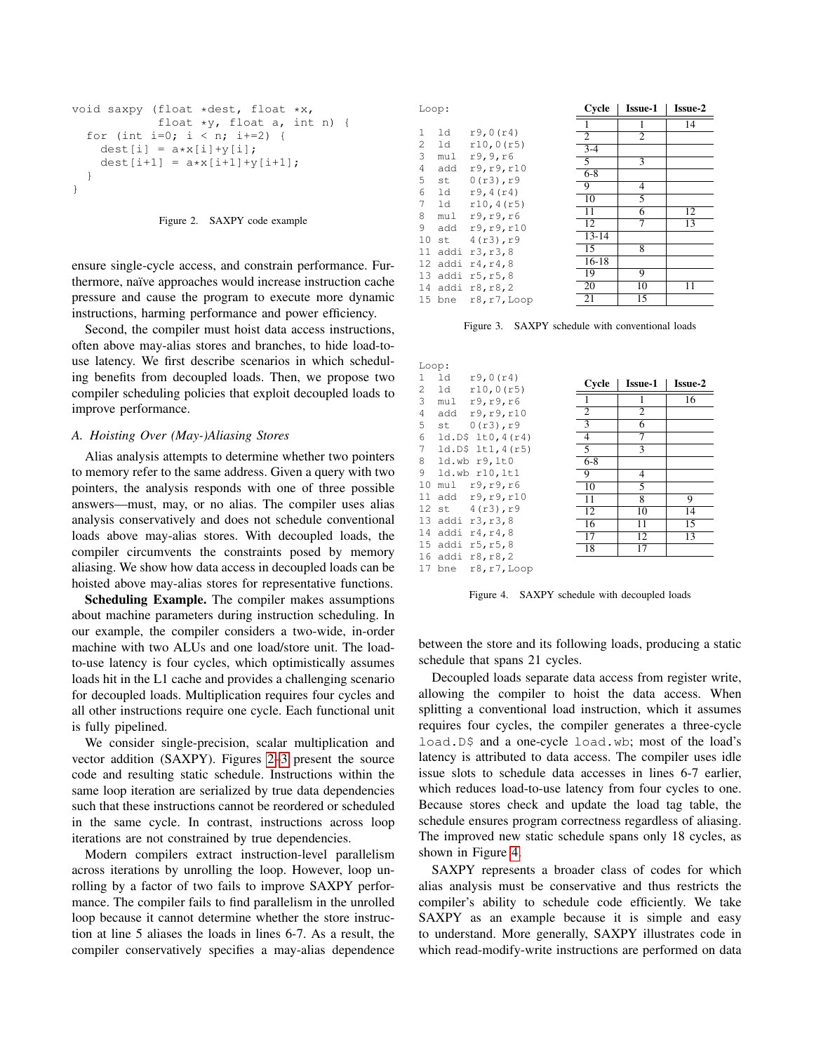```
void saxpy (float *dest, float *x,
            float *y, float a, int n) {
  for (int i=0; i < n; i+=2) {
    dest[i] = a*x[i]+y[i];
    dest[i+1] = a*x[i+1]+y[i+1];
  }
}
```

Figure 2. SAXPY code example

ensure single-cycle access, and constrain performance. Furthermore, naïve approaches would increase instruction cache pressure and cause the program to execute more dynamic instructions, harming performance and power efficiency.

Second, the compiler must hoist data access instructions, often above may-alias stores and branches, to hide load-to-use latency. We first describe scenarios in which scheduling benefits from decoupled loads. Then, we propose two compiler scheduling policies that exploit decoupled loads to improve performance.

### *A. Hoisting Over (May-)Aliasing Stores*

Alias analysis attempts to determine whether two pointers to memory refer to the same address. Given a query with two pointers, the analysis responds with one of three possible answers—must, may, or no alias. The compiler uses alias analysis conservatively and does not schedule conventional loads above may-alias stores. With decoupled loads, the compiler circumvents the constraints posed by memory aliasing. We show how data access in decoupled loads can be hoisted above may-alias stores for representative functions.

**Scheduling Example.** The compiler makes assumptions about machine parameters during instruction scheduling. In our example, the compiler considers a two-wide, in-order machine with two ALUs and one load/store unit. The load-to-use latency is four cycles, which optimistically assumes loads hit in the L1 cache and provides a challenging scenario for decoupled loads. Multiplication requires four cycles and all other instructions require one cycle. Each functional unit is fully pipelined.

We consider single-precision, scalar multiplication and vector addition (SAXPY). Figures 2–3 present the source code and resulting static schedule. Instructions within the same loop iteration are serialized by true data dependencies such that these instructions cannot be reordered or scheduled in the same cycle. In contrast, instructions across loop iterations are not constrained by true dependencies.

Modern compilers extract instruction-level parallelism across iterations by unrolling the loop. However, loop unrolling by a factor of two fails to improve SAXPY performance. The compiler fails to find parallelism in the unrolled loop because it cannot determine whether the store instruction at line 5 aliases the loads in lines 6-7. As a result, the compiler conservatively specifies a may-alias dependence between the store and its following loads, producing a static schedule that spans 21 cycles.

```
Loop:
1  ld   r9,0(r4)
2  ld   r10,0(r5)
3  mul  r9,9,r6
4  add  r9,r9,r10
5  st   0(r3),r9
6  ld   r9,4(r4)
7  ld   r10,4(r5)
8  mul  r9,r9,r6
9  add  r9,r9,r10
10 st   4(r3),r9
11 addi r3,r3,8
12 addi r4,r4,8
13 addi r5,r5,8
14 addi r8,r8,2
15 bne  r8,r7,Loop
```

| Cycle | Issue-1 | Issue-2 |
|---|---|---|
| 1 | 1 | 14 |
| 2 | 2 | |
| 3-4 | | |
| 5 | 3 | |
| 6-8 | | |
| 9 | 4 | |
| 10 | 5 | |
| 11 | 6 | 12 |
| 12 | 7 | 13 |
| 13-14 | | |
| 15 | 8 | |
| 16-18 | | |
| 19 | 9 | |
| 20 | 10 | 11 |
| 21 | 15 | |

Figure 3. SAXPY schedule with conventional loads

```
Loop:
1  ld      r9,0(r4)
2  ld      r10,0(r5)
3  mul     r9,r9,r6
4  add     r9,r9,r10
5  st      0(r3),r9
6  ld.D$   lt0,4(r4)
7  ld.D$   lt1,4(r5)
8  ld.wb   r9,lt0
9  ld.wb   r10,lt1
10 mul     r9,r9,r6
11 add     r9,r9,r10
12 st      4(r3),r9
13 addi    r3,r3,8
14 addi    r4,r4,8
15 addi    r5,r5,8
16 addi    r8,r8,2
17 bne     r8,r7,Loop
```

| Cycle | Issue-1 | Issue-2 |
|---|---|---|
| 1 | 1 | 16 |
| 2 | 2 | |
| 3 | 6 | |
| 4 | 7 | |
| 5 | 3 | |
| 6-8 | | |
| 9 | 4 | |
| 10 | 5 | |
| 11 | 8 | 9 |
| 12 | 10 | 14 |
| 16 | 11 | 15 |
| 17 | 12 | 13 |
| 18 | 17 | |

Figure 4. SAXPY schedule with decoupled loads

Decoupled loads separate data access from register write, allowing the compiler to hoist the data access. When splitting a conventional load instruction, which it assumes requires four cycles, the compiler generates a three-cycle `load.D$` and a one-cycle `load.wb`; most of the load's latency is attributed to data access. The compiler uses idle issue slots to schedule data accesses in lines 6-7 earlier, which reduces load-to-use latency from four cycles to one. Because stores check and update the load tag table, the schedule ensures program correctness regardless of aliasing. The improved new static schedule spans only 18 cycles, as shown in Figure 4.

SAXPY represents a broader class of codes for which alias analysis must be conservative and thus restricts the compiler's ability to schedule code efficiently. We take SAXPY as an example because it is simple and easy to understand. More generally, SAXPY illustrates code in which read-modify-write instructions are performed on data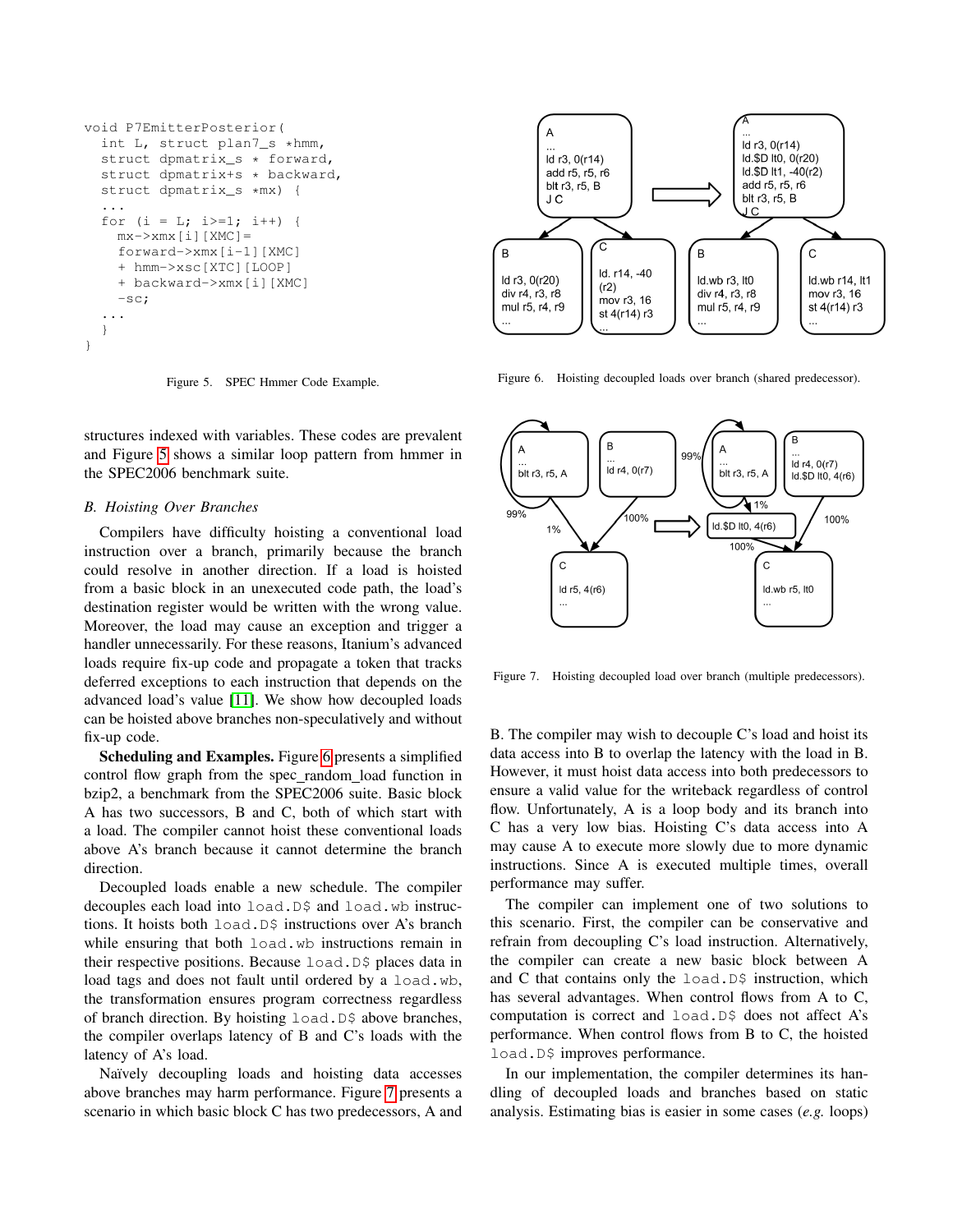```
void P7EmitterPosterior(
  int L, struct plan7_s *hmm,
  struct dpmatrix_s * forward,
  struct dpmatrix+s * backward,
  struct dpmatrix_s *mx) {
  ...
  for (i = L; i>=1; i++) {
    mx->xmx[i][XMC]=
    forward->xmx[i-1][XMC]
    + hmm->xsc[XTC][LOOP]
    + backward->xmx[i][XMC]
    -sc;
  ...
  }
}
```

Figure 5. SPEC Hmmer Code Example.

Figure 6. Hoisting decoupled loads over branch (shared predecessor).

Figure 7. Hoisting decoupled load over branch (multiple predecessors).

structures indexed with variables. These codes are prevalent and Figure 5 shows a similar loop pattern from hmmer in the SPEC2006 benchmark suite.

### B. Hoisting Over Branches

Compilers have difficulty hoisting a conventional load instruction over a branch, primarily because the branch could resolve in another direction. If a load is hoisted from a basic block in an unexecuted code path, the load's destination register would be written with the wrong value. Moreover, the load may cause an exception and trigger a handler unnecessarily. For these reasons, Itanium's advanced loads require fix-up code and propagate a token that tracks deferred exceptions to each instruction that depends on the advanced load's value [11]. We show how decoupled loads can be hoisted above branches non-speculatively and without fix-up code.

**Scheduling and Examples.** Figure 6 presents a simplified control flow graph from the spec_random_load function in bzip2, a benchmark from the SPEC2006 suite. Basic block A has two successors, B and C, both of which start with a load. The compiler cannot hoist these conventional loads above A's branch because it cannot determine the branch direction.

Decoupled loads enable a new schedule. The compiler decouples each load into `load.D$` and `load.wb` instructions. It hoists both `load.D$` instructions over A's branch while ensuring that both `load.wb` instructions remain in their respective positions. Because `load.D$` places data in load tags and does not fault until ordered by a `load.wb`, the transformation ensures program correctness regardless of branch direction. By hoisting `load.D$` above branches, the compiler overlaps latency of B and C's loads with the latency of A's load.

Naïvely decoupling loads and hoisting data accesses above branches may harm performance. Figure 7 presents a scenario in which basic block C has two predecessors, A and B. The compiler may wish to decouple C's load and hoist its data access into B to overlap the latency with the load in B. However, it must hoist data access into both predecessors to ensure a valid value for the writeback regardless of control flow. Unfortunately, A is a loop body and its branch into C has a very low bias. Hoisting C's data access into A may cause A to execute more slowly due to more dynamic instructions. Since A is executed multiple times, overall performance may suffer.

The compiler can implement one of two solutions to this scenario. First, the compiler can be conservative and refrain from decoupling C's load instruction. Alternatively, the compiler can create a new basic block between A and C that contains only the `load.D$` instruction, which has several advantages. When control flows from A to C, computation is correct and `load.D$` does not affect A's performance. When control flows from B to C, the hoisted `load.D$` improves performance.

In our implementation, the compiler determines its handling of decoupled loads and branches based on static analysis. Estimating bias is easier in some cases (*e.g.* loops)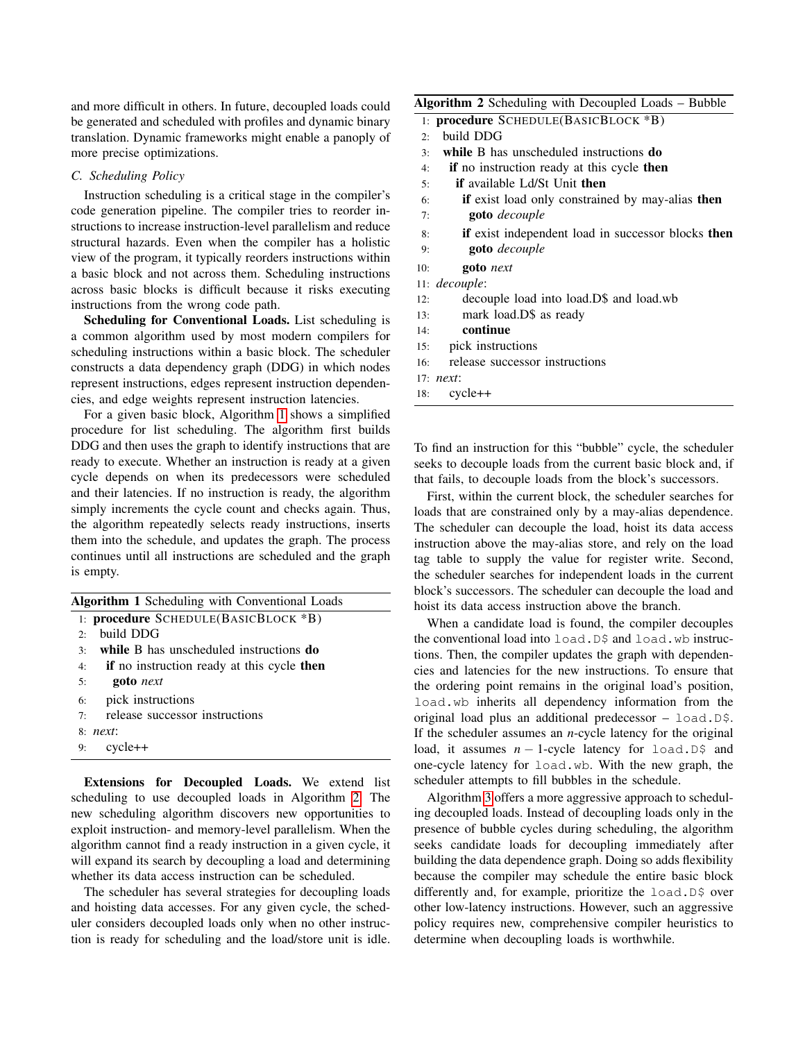and more difficult in others. In future, decoupled loads could be generated and scheduled with profiles and dynamic binary translation. Dynamic frameworks might enable a panoply of more precise optimizations.

### C. Scheduling Policy

Instruction scheduling is a critical stage in the compiler's code generation pipeline. The compiler tries to reorder instructions to increase instruction-level parallelism and reduce structural hazards. Even when the compiler has a holistic view of the program, it typically reorders instructions within a basic block and not across them. Scheduling instructions across basic blocks is difficult because it risks executing instructions from the wrong code path.

**Scheduling for Conventional Loads.** List scheduling is a common algorithm used by most modern compilers for scheduling instructions within a basic block. The scheduler constructs a data dependency graph (DDG) in which nodes represent instructions, edges represent instruction dependencies, and edge weights represent instruction latencies.

For a given basic block, Algorithm 1 shows a simplified procedure for list scheduling. The algorithm first builds DDG and then uses the graph to identify instructions that are ready to execute. Whether an instruction is ready at a given cycle depends on when its predecessors were scheduled and their latencies. If no instruction is ready, the algorithm simply increments the cycle count and checks again. Thus, the algorithm repeatedly selects ready instructions, inserts them into the schedule, and updates the graph. The process continues until all instructions are scheduled and the graph is empty.

**Algorithm 1** Scheduling with Conventional Loads

```
1: procedure SCHEDULE(BASICBLOCK *B)
2:   build DDG
3:   while B has unscheduled instructions do
4:     if no instruction ready at this cycle then
5:       goto next
6:     pick instructions
7:     release successor instructions
8: next:
9:     cycle++
```

**Extensions for Decoupled Loads.** We extend list scheduling to use decoupled loads in Algorithm 2. The new scheduling algorithm discovers new opportunities to exploit instruction- and memory-level parallelism. When the algorithm cannot find a ready instruction in a given cycle, it will expand its search by decoupling a load and determining whether its data access instruction can be scheduled.

The scheduler has several strategies for decoupling loads and hoisting data accesses. For any given cycle, the scheduler considers decoupled loads only when no other instruction is ready for scheduling and the load/store unit is idle.

**Algorithm 2** Scheduling with Decoupled Loads – Bubble

```
1: procedure SCHEDULE(BASICBLOCK *B)
2:   build DDG
3:   while B has unscheduled instructions do
4:     if no instruction ready at this cycle then
5:       if available Ld/St Unit then
6:         if exist load only constrained by may-alias then
7:           goto decouple
8:         if exist independent load in successor blocks then
9:           goto decouple
10:        goto next
11: decouple:
12:        decouple load into load.D$ and load.wb
13:        mark load.D$ as ready
14:        continue
15:    pick instructions
16:    release successor instructions
17: next:
18:    cycle++
```

To find an instruction for this "bubble" cycle, the scheduler seeks to decouple loads from the current basic block and, if that fails, to decouple loads from the block's successors.

First, within the current block, the scheduler searches for loads that are constrained only by a may-alias dependence. The scheduler can decouple the load, hoist its data access instruction above the may-alias store, and rely on the load tag table to supply the value for register write. Second, the scheduler searches for independent loads in the current block's successors. The scheduler can decouple the load and hoist its data access instruction above the branch.

When a candidate load is found, the compiler decouples the conventional load into `load.D$` and `load.wb` instructions. Then, the compiler updates the graph with dependencies and latencies for the new instructions. To ensure that the ordering point remains in the original load's position, `load.wb` inherits all dependency information from the original load plus an additional predecessor – `load.D$`. If the scheduler assumes an $n$-cycle latency for the original load, it assumes $n-1$-cycle latency for `load.D$` and one-cycle latency for `load.wb`. With the new graph, the scheduler attempts to fill bubbles in the schedule.

Algorithm 3 offers a more aggressive approach to scheduling decoupled loads. Instead of decoupling loads only in the presence of bubble cycles during scheduling, the algorithm seeks candidate loads for decoupling immediately after building the data dependence graph. Doing so adds flexibility because the compiler may schedule the entire basic block differently and, for example, prioritize the `load.D$` over other low-latency instructions. However, such an aggressive policy requires new, comprehensive compiler heuristics to determine when decoupling loads is worthwhile.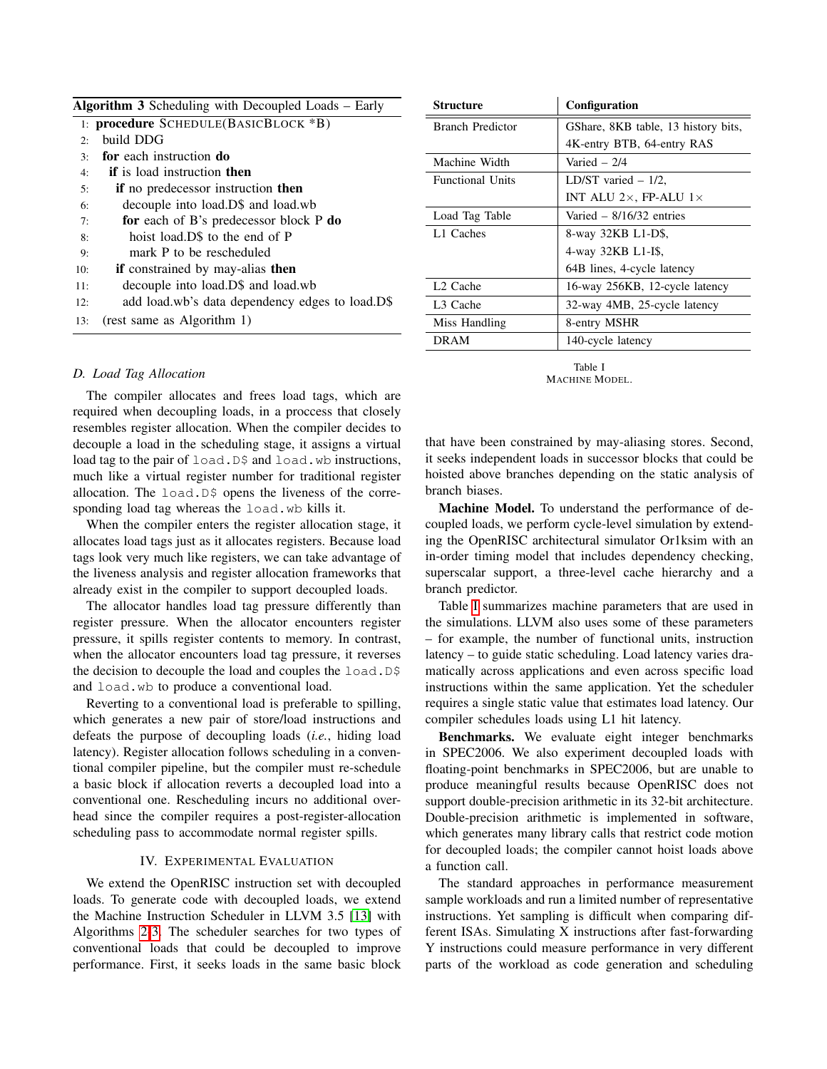**Algorithm 3** Scheduling with Decoupled Loads – Early

```
1:  procedure SCHEDULE(BASICBLOCK *B)
2:    build DDG
3:    for each instruction do
4:      if is load instruction then
5:        if no predecessor instruction then
6:          decouple into load.D$ and load.wb
7:          for each of B's predecessor block P do
8:            hoist load.D$ to the end of P
9:            mark P to be rescheduled
10:       if constrained by may-alias then
11:         decouple into load.D$ and load.wb
12:         add load.wb's data dependency edges to load.D$
13:   (rest same as Algorithm 1)
```

### D. Load Tag Allocation

The compiler allocates and frees load tags, which are required when decoupling loads, in a proccess that closely resembles register allocation. When the compiler decides to decouple a load in the scheduling stage, it assigns a virtual load tag to the pair of `load.D$` and `load.wb` instructions, much like a virtual register number for traditional register allocation. The `load.D$` opens the liveness of the corresponding load tag whereas the `load.wb` kills it.

When the compiler enters the register allocation stage, it allocates load tags just as it allocates registers. Because load tags look very much like registers, we can take advantage of the liveness analysis and register allocation frameworks that already exist in the compiler to support decoupled loads.

The allocator handles load tag pressure differently than register pressure. When the allocator encounters register pressure, it spills register contents to memory. In contrast, when the allocator encounters load tag pressure, it reverses the decision to decouple the load and couples the `load.D$` and `load.wb` to produce a conventional load.

Reverting to a conventional load is preferable to spilling, which generates a new pair of store/load instructions and defeats the purpose of decoupling loads (*i.e.*, hiding load latency). Register allocation follows scheduling in a conventional compiler pipeline, but the compiler must re-schedule a basic block if allocation reverts a decoupled load into a conventional one. Rescheduling incurs no additional overhead since the compiler requires a post-register-allocation scheduling pass to accommodate normal register spills.

## IV. Experimental Evaluation

We extend the OpenRISC instruction set with decoupled loads. To generate code with decoupled loads, we extend the Machine Instruction Scheduler in LLVM 3.5 [13] with Algorithms 2-3. The scheduler searches for two types of conventional loads that could be decoupled to improve performance. First, it seeks loads in the same basic block that have been constrained by may-aliasing stores. Second, it seeks independent loads in successor blocks that could be hoisted above branches depending on the static analysis of branch biases.

| Structure | Configuration |
|---|---|
| Branch Predictor | GShare, 8KB table, 13 history bits, 4K-entry BTB, 64-entry RAS |
| Machine Width | Varied – 2/4 |
| Functional Units | LD/ST varied – 1/2, INT ALU 2×, FP-ALU 1× |
| Load Tag Table | Varied – 8/16/32 entries |
| L1 Caches | 8-way 32KB L1-D$, 4-way 32KB L1-I$, 64B lines, 4-cycle latency |
| L2 Cache | 16-way 256KB, 12-cycle latency |
| L3 Cache | 32-way 4MB, 25-cycle latency |
| Miss Handling | 8-entry MSHR |
| DRAM | 140-cycle latency |

Table I
Machine Model.

**Machine Model.** To understand the performance of decoupled loads, we perform cycle-level simulation by extending the OpenRISC architectural simulator Or1ksim with an in-order timing model that includes dependency checking, superscalar support, a three-level cache hierarchy and a branch predictor.

Table I summarizes machine parameters that are used in the simulations. LLVM also uses some of these parameters – for example, the number of functional units, instruction latency – to guide static scheduling. Load latency varies dramatically across applications and even across specific load instructions within the same application. Yet the scheduler requires a single static value that estimates load latency. Our compiler schedules loads using L1 hit latency.

**Benchmarks.** We evaluate eight integer benchmarks in SPEC2006. We also experiment decoupled loads with floating-point benchmarks in SPEC2006, but are unable to produce meaningful results because OpenRISC does not support double-precision arithmetic in its 32-bit architecture. Double-precision arithmetic is implemented in software, which generates many library calls that restrict code motion for decoupled loads; the compiler cannot hoist loads above a function call.

The standard approaches in performance measurement sample workloads and run a limited number of representative instructions. Yet sampling is difficult when comparing different ISAs. Simulating X instructions after fast-forwarding Y instructions could measure performance in very different parts of the workload as code generation and scheduling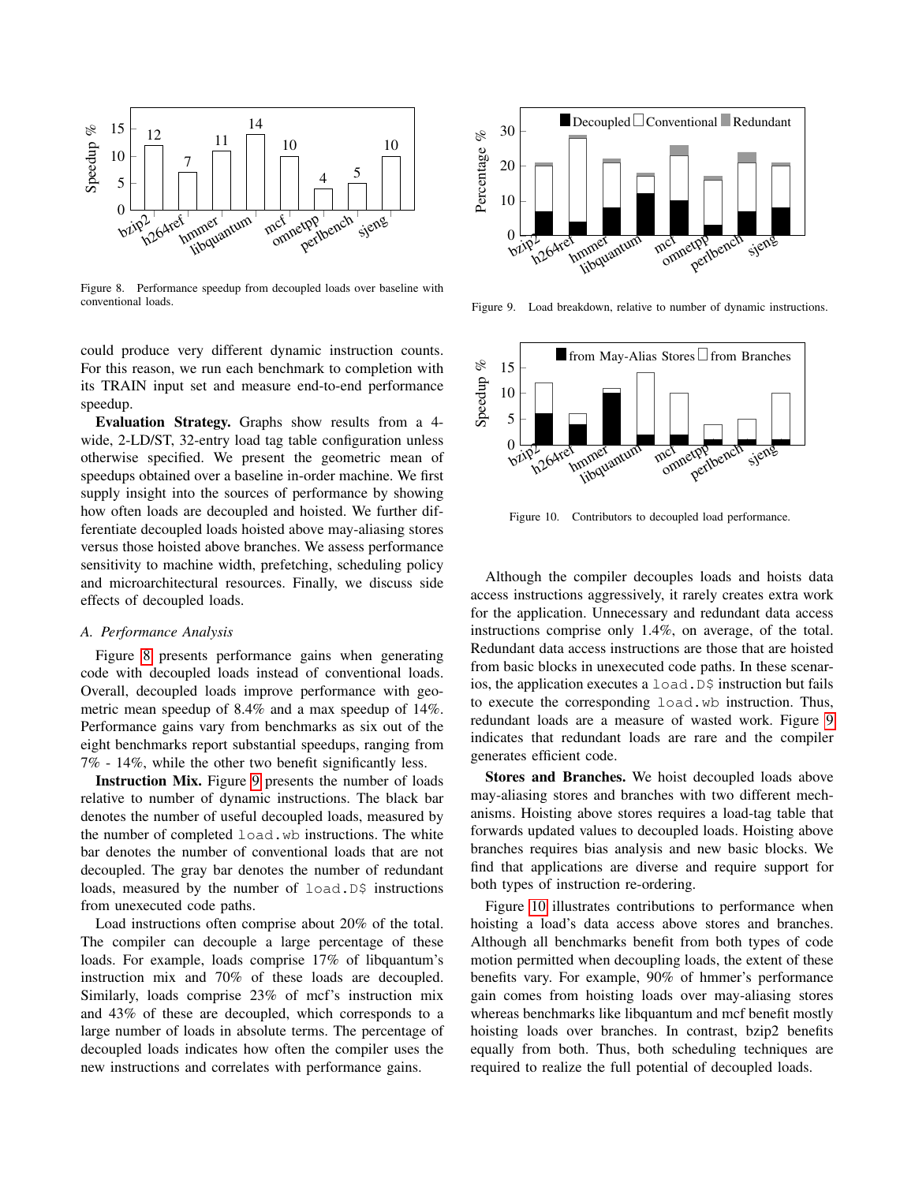Figure 8. Performance speedup from decoupled loads over baseline with conventional loads.

Figure 9. Load breakdown, relative to number of dynamic instructions.

Figure 10. Contributors to decoupled load performance.

could produce very different dynamic instruction counts. For this reason, we run each benchmark to completion with its TRAIN input set and measure end-to-end performance speedup.

**Evaluation Strategy.** Graphs show results from a 4-wide, 2-LD/ST, 32-entry load tag table configuration unless otherwise specified. We present the geometric mean of speedups obtained over a baseline in-order machine. We first supply insight into the sources of performance by showing how often loads are decoupled and hoisted. We further differentiate decoupled loads hoisted above may-aliasing stores versus those hoisted above branches. We assess performance sensitivity to machine width, prefetching, scheduling policy and microarchitectural resources. Finally, we discuss side effects of decoupled loads.

### *A. Performance Analysis*

Figure 8 presents performance gains when generating code with decoupled loads instead of conventional loads. Overall, decoupled loads improve performance with geometric mean speedup of 8.4% and a max speedup of 14%. Performance gains vary from benchmarks as six out of the eight benchmarks report substantial speedups, ranging from 7% - 14%, while the other two benefit significantly less.

**Instruction Mix.** Figure 9 presents the number of loads relative to number of dynamic instructions. The black bar denotes the number of useful decoupled loads, measured by the number of completed `load.wb` instructions. The white bar denotes the number of conventional loads that are not decoupled. The gray bar denotes the number of redundant loads, measured by the number of `load.D$` instructions from unexecuted code paths.

Load instructions often comprise about 20% of the total. The compiler can decouple a large percentage of these loads. For example, loads comprise 17% of libquantum's instruction mix and 70% of these loads are decoupled. Similarly, loads comprise 23% of mcf's instruction mix and 43% of these are decoupled, which corresponds to a large number of loads in absolute terms. The percentage of decoupled loads indicates how often the compiler uses the new instructions and correlates with performance gains.

Although the compiler decouples loads and hoists data access instructions aggressively, it rarely creates extra work for the application. Unnecessary and redundant data access instructions comprise only 1.4%, on average, of the total. Redundant data access instructions are those that are hoisted from basic blocks in unexecuted code paths. In these scenarios, the application executes a `load.D$` instruction but fails to execute the corresponding `load.wb` instruction. Thus, redundant loads are a measure of wasted work. Figure 9 indicates that redundant loads are rare and the compiler generates efficient code.

**Stores and Branches.** We hoist decoupled loads above may-aliasing stores and branches with two different mechanisms. Hoisting above stores requires a load-tag table that forwards updated values to decoupled loads. Hoisting above branches requires bias analysis and new basic blocks. We find that applications are diverse and require support for both types of instruction re-ordering.

Figure 10 illustrates contributions to performance when hoisting a load's data access above stores and branches. Although all benchmarks benefit from both types of code motion permitted when decoupling loads, the extent of these benefits vary. For example, 90% of hmmer's performance gain comes from hoisting loads over may-aliasing stores whereas benchmarks like libquantum and mcf benefit mostly hoisting loads over branches. In contrast, bzip2 benefits equally from both. Thus, both scheduling techniques are required to realize the full potential of decoupled loads.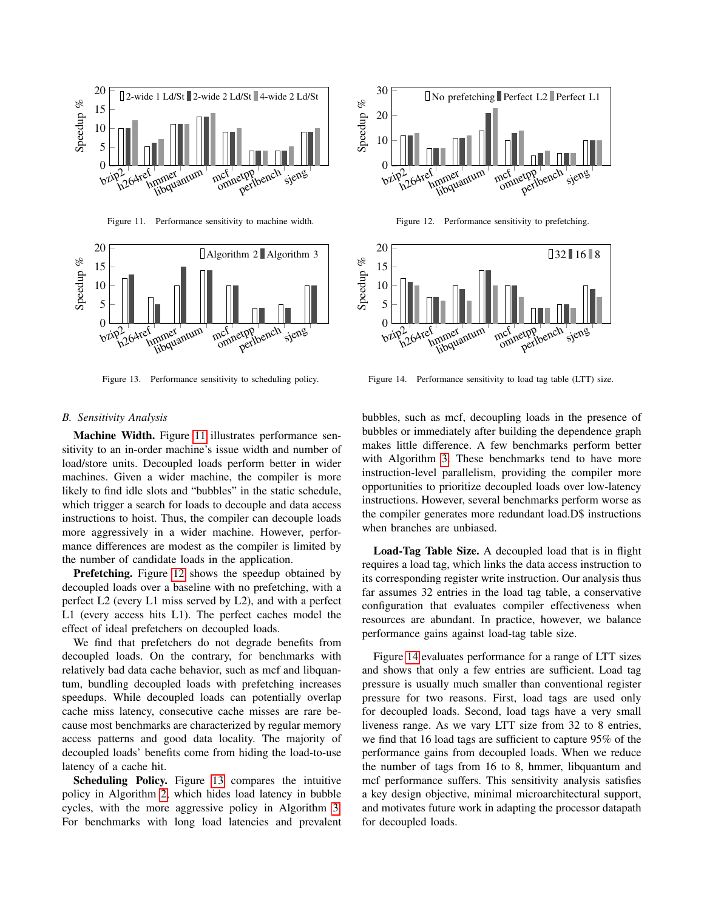Figure 11. Performance sensitivity to machine width.

Figure 12. Performance sensitivity to prefetching.

Figure 13. Performance sensitivity to scheduling policy.

Figure 14. Performance sensitivity to load tag table (LTT) size.

### B. Sensitivity Analysis

**Machine Width.** Figure 11 illustrates performance sensitivity to an in-order machine's issue width and number of load/store units. Decoupled loads perform better in wider machines. Given a wider machine, the compiler is more likely to find idle slots and "bubbles" in the static schedule, which trigger a search for loads to decouple and data access instructions to hoist. Thus, the compiler can decouple loads more aggressively in a wider machine. However, performance differences are modest as the compiler is limited by the number of candidate loads in the application.

**Prefetching.** Figure 12 shows the speedup obtained by decoupled loads over a baseline with no prefetching, with a perfect L2 (every L1 miss served by L2), and with a perfect L1 (every access hits L1). The perfect caches model the effect of ideal prefetchers on decoupled loads.

We find that prefetchers do not degrade benefits from decoupled loads. On the contrary, for benchmarks with relatively bad data cache behavior, such as mcf and libquantum, bundling decoupled loads with prefetching increases speedups. While decoupled loads can potentially overlap cache miss latency, consecutive cache misses are rare because most benchmarks are characterized by regular memory access patterns and good data locality. The majority of decoupled loads' benefits come from hiding the load-to-use latency of a cache hit.

**Scheduling Policy.** Figure 13 compares the intuitive policy in Algorithm 2, which hides load latency in bubble cycles, with the more aggressive policy in Algorithm 3. For benchmarks with long load latencies and prevalent bubbles, such as mcf, decoupling loads in the presence of bubbles or immediately after building the dependence graph makes little difference. A few benchmarks perform better with Algorithm 3. These benchmarks tend to have more instruction-level parallelism, providing the compiler more opportunities to prioritize decoupled loads over low-latency instructions. However, several benchmarks perform worse as the compiler generates more redundant load.D$ instructions when branches are unbiased.

**Load-Tag Table Size.** A decoupled load that is in flight requires a load tag, which links the data access instruction to its corresponding register write instruction. Our analysis thus far assumes 32 entries in the load tag table, a conservative configuration that evaluates compiler effectiveness when resources are abundant. In practice, however, we balance performance gains against load-tag table size.

Figure 14 evaluates performance for a range of LTT sizes and shows that only a few entries are sufficient. Load tag pressure is usually much smaller than conventional register pressure for two reasons. First, load tags are used only for decoupled loads. Second, load tags have a very small liveness range. As we vary LTT size from 32 to 8 entries, we find that 16 load tags are sufficient to capture 95% of the performance gains from decoupled loads. When we reduce the number of tags from 16 to 8, hmmer, libquantum and mcf performance suffers. This sensitivity analysis satisfies a key design objective, minimal microarchitectural support, and motivates future work in adapting the processor datapath for decoupled loads.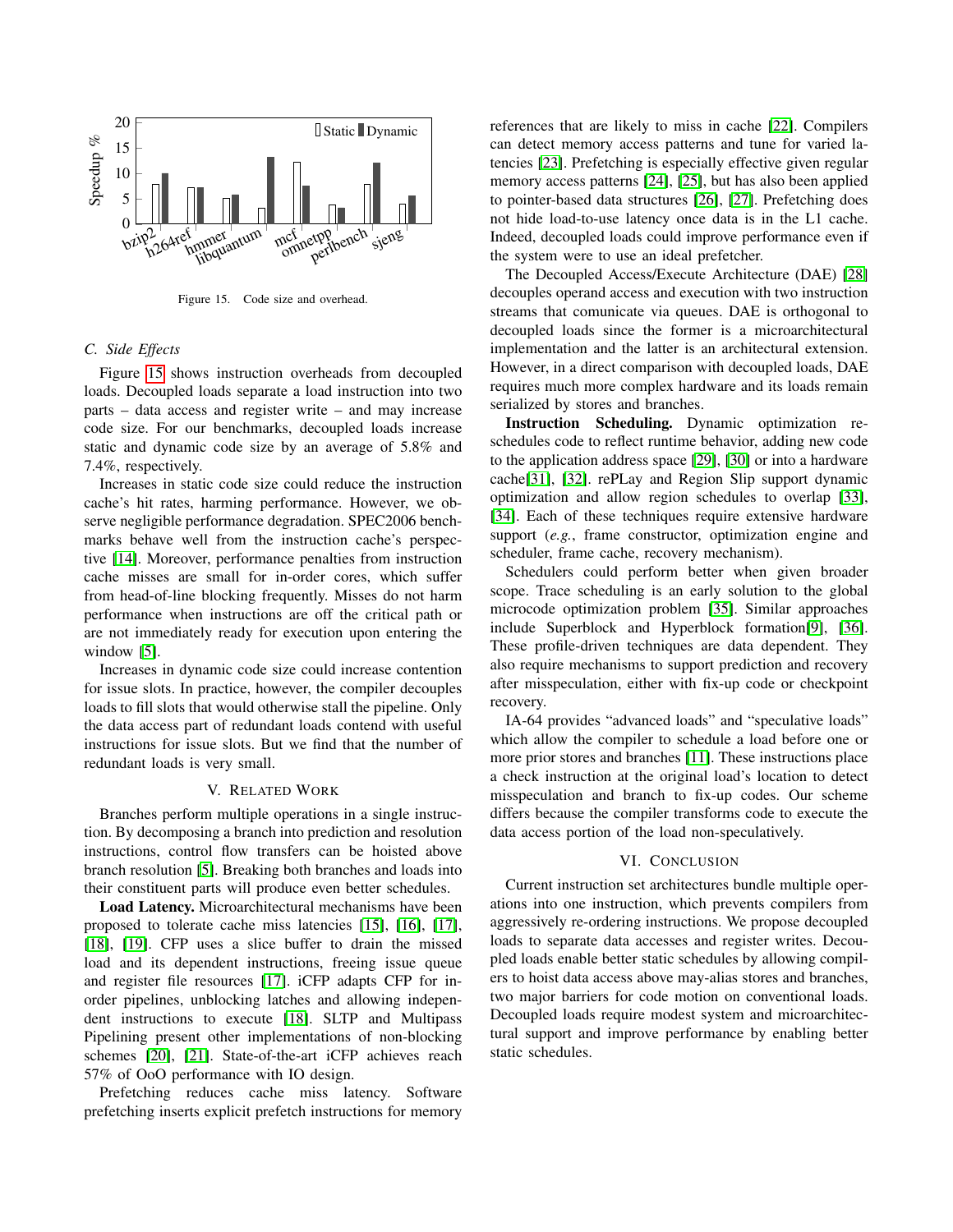Figure 15. Code size and overhead.

### C. Side Effects

Figure 15 shows instruction overheads from decoupled loads. Decoupled loads separate a load instruction into two parts – data access and register write – and may increase code size. For our benchmarks, decoupled loads increase static and dynamic code size by an average of 5.8% and 7.4%, respectively.

Increases in static code size could reduce the instruction cache's hit rates, harming performance. However, we observe negligible performance degradation. SPEC2006 benchmarks behave well from the instruction cache's perspective [14]. Moreover, performance penalties from instruction cache misses are small for in-order cores, which suffer from head-of-line blocking frequently. Misses do not harm performance when instructions are off the critical path or are not immediately ready for execution upon entering the window [5].

Increases in dynamic code size could increase contention for issue slots. In practice, however, the compiler decouples loads to fill slots that would otherwise stall the pipeline. Only the data access part of redundant loads contend with useful instructions for issue slots. But we find that the number of redundant loads is very small.

## V. Related Work

Branches perform multiple operations in a single instruction. By decomposing a branch into prediction and resolution instructions, control flow transfers can be hoisted above branch resolution [5]. Breaking both branches and loads into their constituent parts will produce even better schedules.

**Load Latency.** Microarchitectural mechanisms have been proposed to tolerate cache miss latencies [15], [16], [17], [18], [19]. CFP uses a slice buffer to drain the missed load and its dependent instructions, freeing issue queue and register file resources [17]. iCFP adapts CFP for in-order pipelines, unblocking latches and allowing independent instructions to execute [18]. SLTP and Multipass Pipelining present other implementations of non-blocking schemes [20], [21]. State-of-the-art iCFP achieves reach 57% of OoO performance with IO design.

Prefetching reduces cache miss latency. Software prefetching inserts explicit prefetch instructions for memory references that are likely to miss in cache [22]. Compilers can detect memory access patterns and tune for varied latencies [23]. Prefetching is especially effective given regular memory access patterns [24], [25], but has also been applied to pointer-based data structures [26], [27]. Prefetching does not hide load-to-use latency once data is in the L1 cache. Indeed, decoupled loads could improve performance even if the system were to use an ideal prefetcher.

The Decoupled Access/Execute Architecture (DAE) [28] decouples operand access and execution with two instruction streams that comunicate via queues. DAE is orthogonal to decoupled loads since the former is a microarchitectural implementation and the latter is an architectural extension. However, in a direct comparison with decoupled loads, DAE requires much more complex hardware and its loads remain serialized by stores and branches.

**Instruction Scheduling.** Dynamic optimization reschedules code to reflect runtime behavior, adding new code to the application address space [29], [30] or into a hardware cache[31], [32]. rePLay and Region Slip support dynamic optimization and allow region schedules to overlap [33], [34]. Each of these techniques require extensive hardware support (*e.g.*, frame constructor, optimization engine and scheduler, frame cache, recovery mechanism).

Schedulers could perform better when given broader scope. Trace scheduling is an early solution to the global microcode optimization problem [35]. Similar approaches include Superblock and Hyperblock formation[9], [36]. These profile-driven techniques are data dependent. They also require mechanisms to support prediction and recovery after misspeculation, either with fix-up code or checkpoint recovery.

IA-64 provides "advanced loads" and "speculative loads" which allow the compiler to schedule a load before one or more prior stores and branches [11]. These instructions place a check instruction at the original load's location to detect misspeculation and branch to fix-up codes. Our scheme differs because the compiler transforms code to execute the data access portion of the load non-speculatively.

## VI. Conclusion

Current instruction set architectures bundle multiple operations into one instruction, which prevents compilers from aggressively re-ordering instructions. We propose decoupled loads to separate data accesses and register writes. Decoupled loads enable better static schedules by allowing compilers to hoist data access above may-alias stores and branches, two major barriers for code motion on conventional loads. Decoupled loads require modest system and microarchitectural support and improve performance by enabling better static schedules.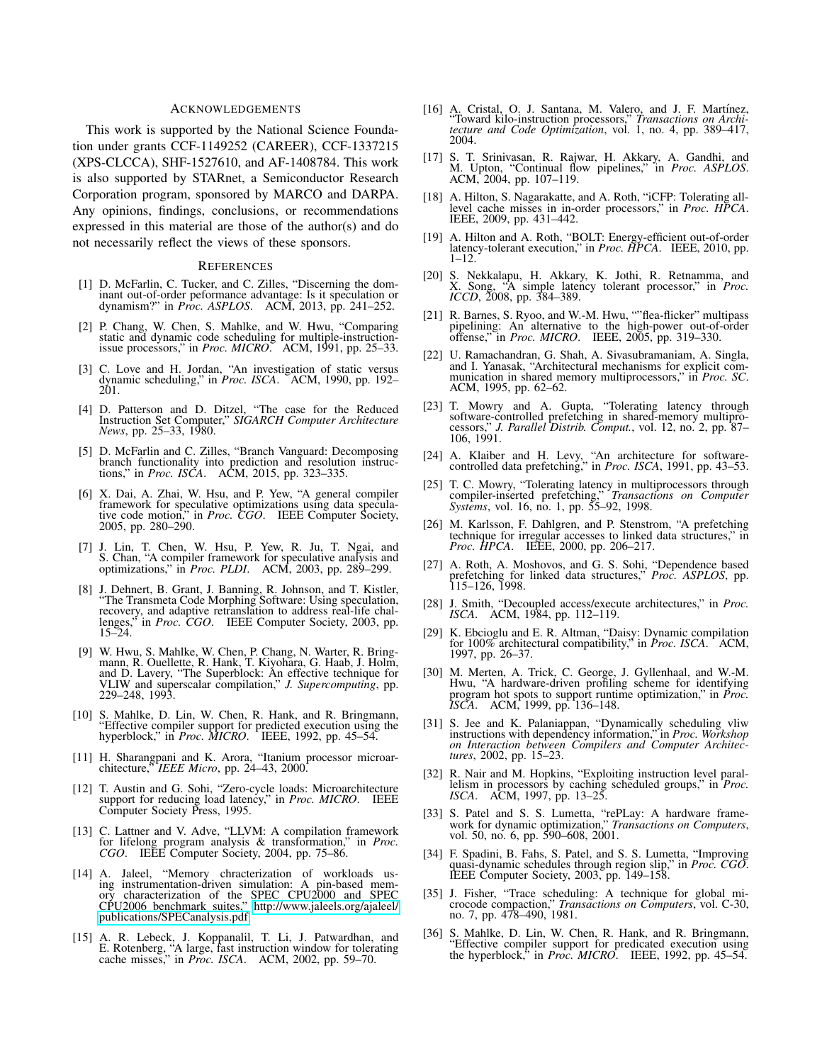## Acknowledgements

This work is supported by the National Science Foundation under grants CCF-1149252 (CAREER), CCF-1337215 (XPS-CLCCA), SHF-1527610, and AF-1408784. This work is also supported by STARnet, a Semiconductor Research Corporation program, sponsored by MARCO and DARPA. Any opinions, findings, conclusions, or recommendations expressed in this material are those of the author(s) and do not necessarily reflect the views of these sponsors.

## References

[1] D. McFarlin, C. Tucker, and C. Zilles, "Discerning the dominant out-of-order peformance advantage: Is it speculation or dynamism?" in *Proc. ASPLOS*. ACM, 2013, pp. 241–252.

[2] P. Chang, W. Chen, S. Mahlke, and W. Hwu, "Comparing static and dynamic code scheduling for multiple-instruction-issue processors," in *Proc. MICRO*. ACM, 1991, pp. 25–33.

[3] C. Love and H. Jordan, "An investigation of static versus dynamic scheduling," in *Proc. ISCA*. ACM, 1990, pp. 192–201.

[4] D. Patterson and D. Ditzel, "The case for the Reduced Instruction Set Computer," *SIGARCH Computer Architecture News*, pp. 25–33, 1980.

[5] D. McFarlin and C. Zilles, "Branch Vanguard: Decomposing branch functionality into prediction and resolution instructions," in *Proc. ISCA*. ACM, 2015, pp. 323–335.

[6] X. Dai, A. Zhai, W. Hsu, and P. Yew, "A general compiler framework for speculative optimizations using data speculative code motion," in *Proc. CGO*. IEEE Computer Society, 2005, pp. 280–290.

[7] J. Lin, T. Chen, W. Hsu, P. Yew, R. Ju, T. Ngai, and S. Chan, "A compiler framework for speculative analysis and optimizations," in *Proc. PLDI*. ACM, 2003, pp. 289–299.

[8] J. Dehnert, B. Grant, J. Banning, R. Johnson, and T. Kistler, "The Transmeta Code Morphing Software: Using speculation, recovery, and adaptive retranslation to address real-life challenges," in *Proc. CGO*. IEEE Computer Society, 2003, pp. 15–24.

[9] W. Hwu, S. Mahlke, W. Chen, P. Chang, N. Warter, R. Bringmann, R. Ouellette, R. Hank, T. Kiyohara, G. Haab, J. Holm, and D. Lavery, "The Superblock: An effective technique for VLIW and superscalar compilation," *J. Supercomputing*, pp. 229–248, 1993.

[10] S. Mahlke, D. Lin, W. Chen, R. Hank, and R. Bringmann, "Effective compiler support for predicted execution using the hyperblock," in *Proc. MICRO*. IEEE, 1992, pp. 45–54.

[11] H. Sharangpani and K. Arora, "Itanium processor microarchitecture," *IEEE Micro*, pp. 24–43, 2000.

[12] T. Austin and G. Sohi, "Zero-cycle loads: Microarchitecture support for reducing load latency," in *Proc. MICRO*. IEEE Computer Society Press, 1995.

[13] C. Lattner and V. Adve, "LLVM: A compilation framework for lifelong program analysis & transformation," in *Proc. CGO*. IEEE Computer Society, 2004, pp. 75–86.

[14] A. Jaleel, "Memory chracterization of workloads using instrumentation-driven simulation: A pin-based memory characterization of the SPEC CPU2000 and SPEC CPU2006 benchmark suites," http://www.jaleels.org/ajaleel/publications/SPECanalysis.pdf.

[15] A. R. Lebeck, J. Koppanalil, T. Li, J. Patwardhan, and E. Rotenberg, "A large, fast instruction window for tolerating cache misses," in *Proc. ISCA*. ACM, 2002, pp. 59–70.

[16] A. Cristal, O. J. Santana, M. Valero, and J. F. Martínez, "Toward kilo-instruction processors," *Transactions on Architecture and Code Optimization*, vol. 1, no. 4, pp. 389–417, 2004.

[17] S. T. Srinivasan, R. Rajwar, H. Akkary, A. Gandhi, and M. Upton, "Continual flow pipelines," in *Proc. ASPLOS*. ACM, 2004, pp. 107–119.

[18] A. Hilton, S. Nagarakatte, and A. Roth, "iCFP: Tolerating all-level cache misses in in-order processors," in *Proc. HPCA*. IEEE, 2009, pp. 431–442.

[19] A. Hilton and A. Roth, "BOLT: Energy-efficient out-of-order latency-tolerant execution," in *Proc. HPCA*. IEEE, 2010, pp. 1–12.

[20] S. Nekkalapu, H. Akkary, K. Jothi, R. Retnamma, and X. Song, "A simple latency tolerant processor," in *Proc. ICCD*, 2008, pp. 384–389.

[21] R. Barnes, S. Ryoo, and W.-M. Hwu, ""flea-flicker" multipass pipelining: An alternative to the high-power out-of-order offense," in *Proc. MICRO*. IEEE, 2005, pp. 319–330.

[22] U. Ramachandran, G. Shah, A. Sivasubramaniam, A. Singla, and I. Yanasak, "Architectural mechanisms for explicit communication in shared memory multiprocessors," in *Proc. SC*. ACM, 1995, pp. 62–62.

[23] T. Mowry and A. Gupta, "Tolerating latency through software-controlled prefetching in shared-memory multiprocessors," *J. Parallel Distrib. Comput.*, vol. 12, no. 2, pp. 87–106, 1991.

[24] A. Klaiber and H. Levy, "An architecture for software-controlled data prefetching," in *Proc. ISCA*, 1991, pp. 43–53.

[25] T. C. Mowry, "Tolerating latency in multiprocessors through compiler-inserted prefetching," *Transactions on Computer Systems*, vol. 16, no. 1, pp. 55–92, 1998.

[26] M. Karlsson, F. Dahlgren, and P. Stenstrom, "A prefetching technique for irregular accesses to linked data structures," in *Proc. HPCA*. IEEE, 2000, pp. 206–217.

[27] A. Roth, A. Moshovos, and G. S. Sohi, "Dependence based prefetching for linked data structures," *Proc. ASPLOS*, pp. 115–126, 1998.

[28] J. Smith, "Decoupled access/execute architectures," in *Proc. ISCA*. ACM, 1984, pp. 112–119.

[29] K. Ebcioglu and E. R. Altman, "Daisy: Dynamic compilation for 100% architectural compatibility," in *Proc. ISCA*. ACM, 1997, pp. 26–37.

[30] M. Merten, A. Trick, C. George, J. Gyllenhaal, and W.-M. Hwu, "A hardware-driven profiling scheme for identifying program hot spots to support runtime optimization," in *Proc. ISCA*. ACM, 1999, pp. 136–148.

[31] S. Jee and K. Palaniappan, "Dynamically scheduling vliw instructions with dependency information," in *Proc. Workshop on Interaction between Compilers and Computer Architectures*, 2002, pp. 15–23.

[32] R. Nair and M. Hopkins, "Exploiting instruction level parallelism in processors by caching scheduled groups," in *Proc. ISCA*. ACM, 1997, pp. 13–25.

[33] S. Patel and S. S. Lumetta, "rePLay: A hardware framework for dynamic optimization," *Transactions on Computers*, vol. 50, no. 6, pp. 590–608, 2001.

[34] F. Spadini, B. Fahs, S. Patel, and S. S. Lumetta, "Improving quasi-dynamic schedules through region slip," in *Proc. CGO*. IEEE Computer Society, 2003, pp. 149–158.

[35] J. Fisher, "Trace scheduling: A technique for global microcode compaction," *Transactions on Computers*, vol. C-30, no. 7, pp. 478–490, 1981.

[36] S. Mahlke, D. Lin, W. Chen, R. Hank, and R. Bringmann, "Effective compiler support for predicated execution using the hyperblock," in *Proc. MICRO*. IEEE, 1992, pp. 45–54.